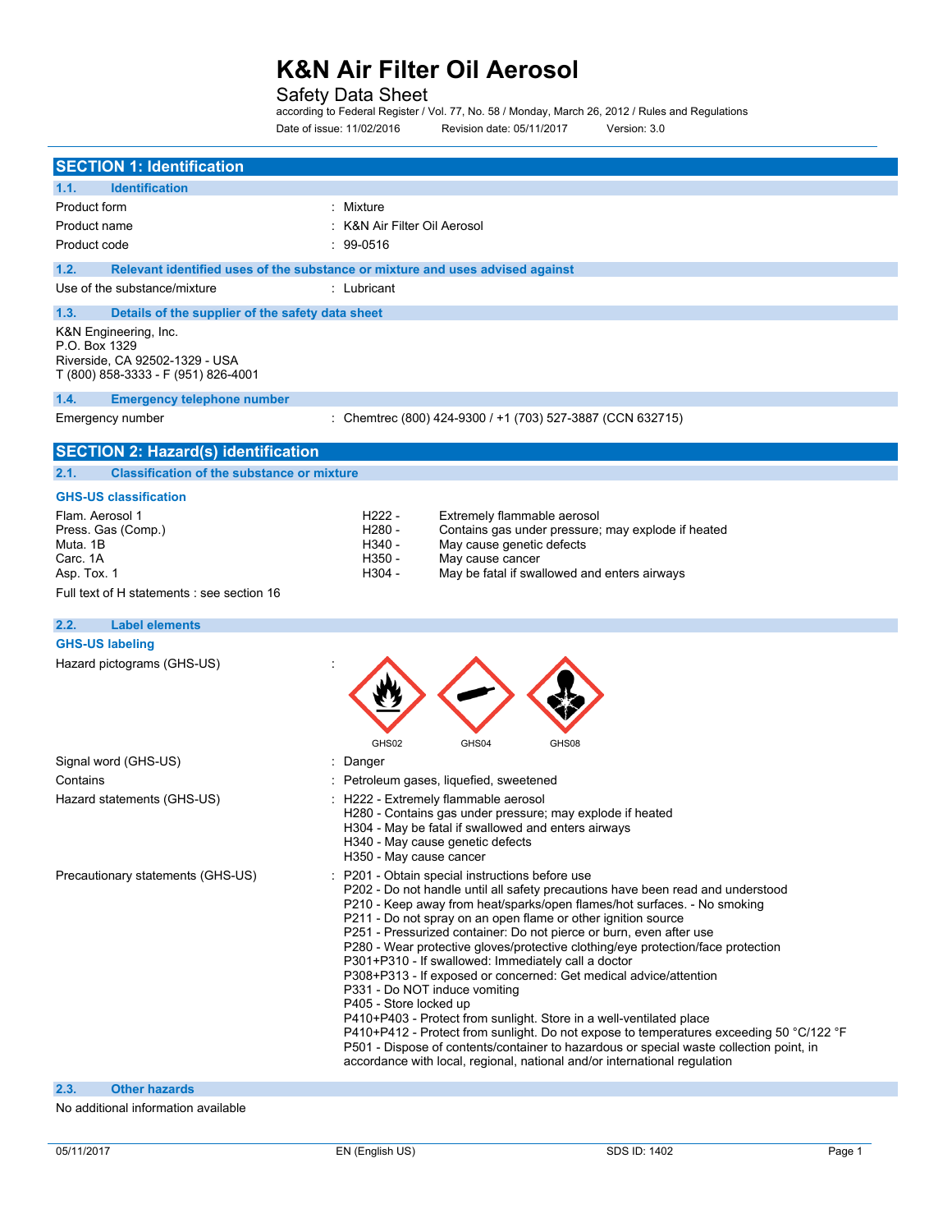# K&N Air Filter Oil Aerosol

Safety Data Sheet

according to Federal Register / Vol. 77, No. 58 / Monday, March 26, 2012 / Rules and Regulations

Date of issue: 11/02/2016 Revision date: 05/11/2017 Version: 3.0

## SECTION 1: Identification

### 1.1. Identification

| | |
|---|---|
| Product form | : Mixture |
| Product name | : K&N Air Filter Oil Aerosol |
| Product code | : 99-0516 |

### 1.2. Relevant identified uses of the substance or mixture and uses advised against

| | |
|---|---|
| Use of the substance/mixture | : Lubricant |

### 1.3. Details of the supplier of the safety data sheet

K&N Engineering, Inc.
P.O. Box 1329
Riverside, CA 92502-1329 - USA
T (800) 858-3333 - F (951) 826-4001

### 1.4. Emergency telephone number

| | |
|---|---|
| Emergency number | : Chemtrec (800) 424-9300 / +1 (703) 527-3887 (CCN 632715) |

## SECTION 2: Hazard(s) identification

### 2.1. Classification of the substance or mixture

**GHS-US classification**

| | | |
|---|---|---|
| Flam. Aerosol 1 | H222 - | Extremely flammable aerosol |
| Press. Gas (Comp.) | H280 - | Contains gas under pressure; may explode if heated |
| Muta. 1B | H340 - | May cause genetic defects |
| Carc. 1A | H350 - | May cause cancer |
| Asp. Tox. 1 | H304 - | May be fatal if swallowed and enters airways |

Full text of H statements : see section 16

### 2.2. Label elements

**GHS-US labeling**

Hazard pictograms (GHS-US) : GHS02 GHS04 GHS08

Signal word (GHS-US) : Danger

Contains : Petroleum gases, liquefied, sweetened

Hazard statements (GHS-US) :
- H222 - Extremely flammable aerosol
- H280 - Contains gas under pressure; may explode if heated
- H304 - May be fatal if swallowed and enters airways
- H340 - May cause genetic defects
- H350 - May cause cancer

Precautionary statements (GHS-US) :
- P201 - Obtain special instructions before use
- P202 - Do not handle until all safety precautions have been read and understood
- P210 - Keep away from heat/sparks/open flames/hot surfaces. - No smoking
- P211 - Do not spray on an open flame or other ignition source
- P251 - Pressurized container: Do not pierce or burn, even after use
- P280 - Wear protective gloves/protective clothing/eye protection/face protection
- P301+P310 - If swallowed: Immediately call a doctor
- P308+P313 - If exposed or concerned: Get medical advice/attention
- P331 - Do NOT induce vomiting
- P405 - Store locked up
- P410+P403 - Protect from sunlight. Store in a well-ventilated place
- P410+P412 - Protect from sunlight. Do not expose to temperatures exceeding 50 °C/122 °F
- P501 - Dispose of contents/container to hazardous or special waste collection point, in accordance with local, regional, national and/or international regulation

### 2.3. Other hazards

No additional information available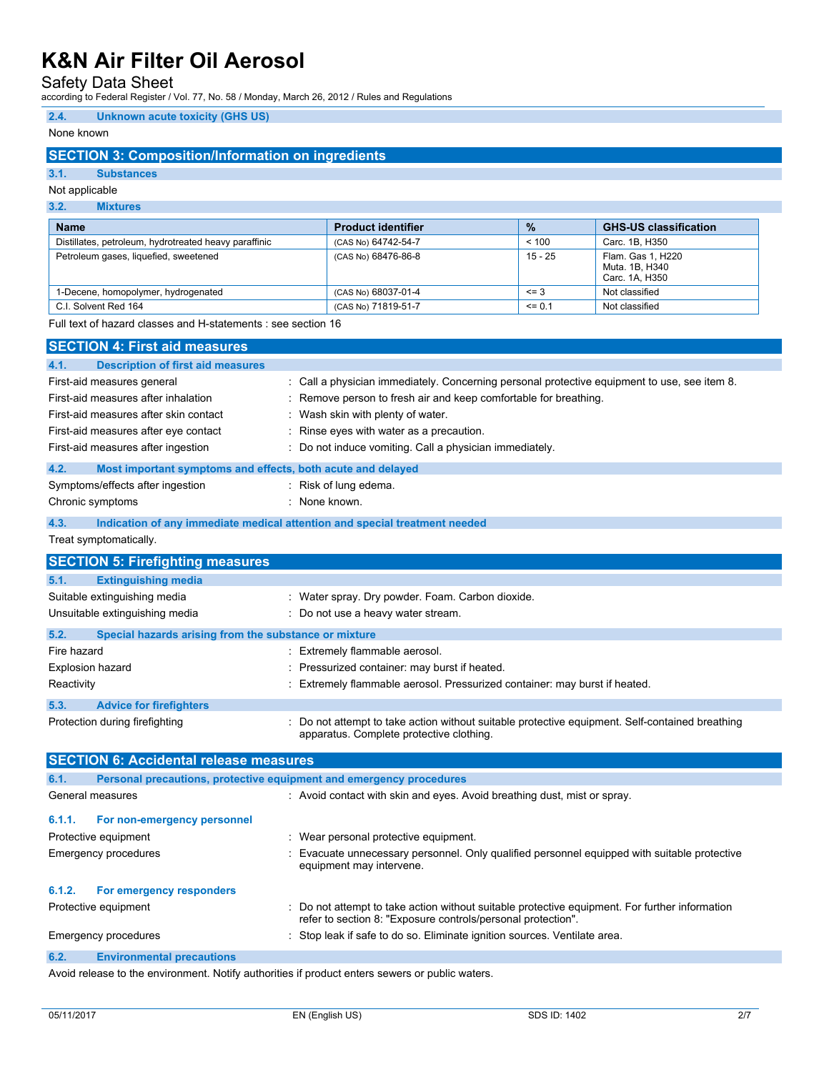### 2.4. Unknown acute toxicity (GHS US)

None known

## SECTION 3: Composition/Information on ingredients

### 3.1. Substances

Not applicable

### 3.2. Mixtures

| Name | Product identifier | % | GHS-US classification |
|---|---|---|---|
| Distillates, petroleum, hydrotreated heavy paraffinic | (CAS No) 64742-54-7 | < 100 | Carc. 1B, H350 |
| Petroleum gases, liquefied, sweetened | (CAS No) 68476-86-8 | 15 - 25 | Flam. Gas 1, H220<br>Muta. 1B, H340<br>Carc. 1A, H350 |
| 1-Decene, homopolymer, hydrogenated | (CAS No) 68037-01-4 | <= 3 | Not classified |
| C.I. Solvent Red 164 | (CAS No) 71819-51-7 | <= 0.1 | Not classified |

Full text of hazard classes and H-statements : see section 16

## SECTION 4: First aid measures

### 4.1. Description of first aid measures

- First-aid measures general : Call a physician immediately. Concerning personal protective equipment to use, see item 8.
- First-aid measures after inhalation : Remove person to fresh air and keep comfortable for breathing.
- First-aid measures after skin contact : Wash skin with plenty of water.
- First-aid measures after eye contact : Rinse eyes with water as a precaution.
- First-aid measures after ingestion : Do not induce vomiting. Call a physician immediately.

### 4.2. Most important symptoms and effects, both acute and delayed

- Symptoms/effects after ingestion : Risk of lung edema.
- Chronic symptoms : None known.

### 4.3. Indication of any immediate medical attention and special treatment needed

Treat symptomatically.

## SECTION 5: Firefighting measures

### 5.1. Extinguishing media

- Suitable extinguishing media : Water spray. Dry powder. Foam. Carbon dioxide.
- Unsuitable extinguishing media : Do not use a heavy water stream.

### 5.2. Special hazards arising from the substance or mixture

- Fire hazard : Extremely flammable aerosol.
- Explosion hazard : Pressurized container: may burst if heated.
- Reactivity : Extremely flammable aerosol. Pressurized container: may burst if heated.

### 5.3. Advice for firefighters

- Protection during firefighting : Do not attempt to take action without suitable protective equipment. Self-contained breathing apparatus. Complete protective clothing.

## SECTION 6: Accidental release measures

### 6.1. Personal precautions, protective equipment and emergency procedures

- General measures : Avoid contact with skin and eyes. Avoid breathing dust, mist or spray.

#### 6.1.1. For non-emergency personnel

- Protective equipment : Wear personal protective equipment.
- Emergency procedures : Evacuate unnecessary personnel. Only qualified personnel equipped with suitable protective equipment may intervene.

#### 6.1.2. For emergency responders

- Protective equipment : Do not attempt to take action without suitable protective equipment. For further information refer to section 8: "Exposure controls/personal protection".
- Emergency procedures : Stop leak if safe to do so. Eliminate ignition sources. Ventilate area.

### 6.2. Environmental precautions

Avoid release to the environment. Notify authorities if product enters sewers or public waters.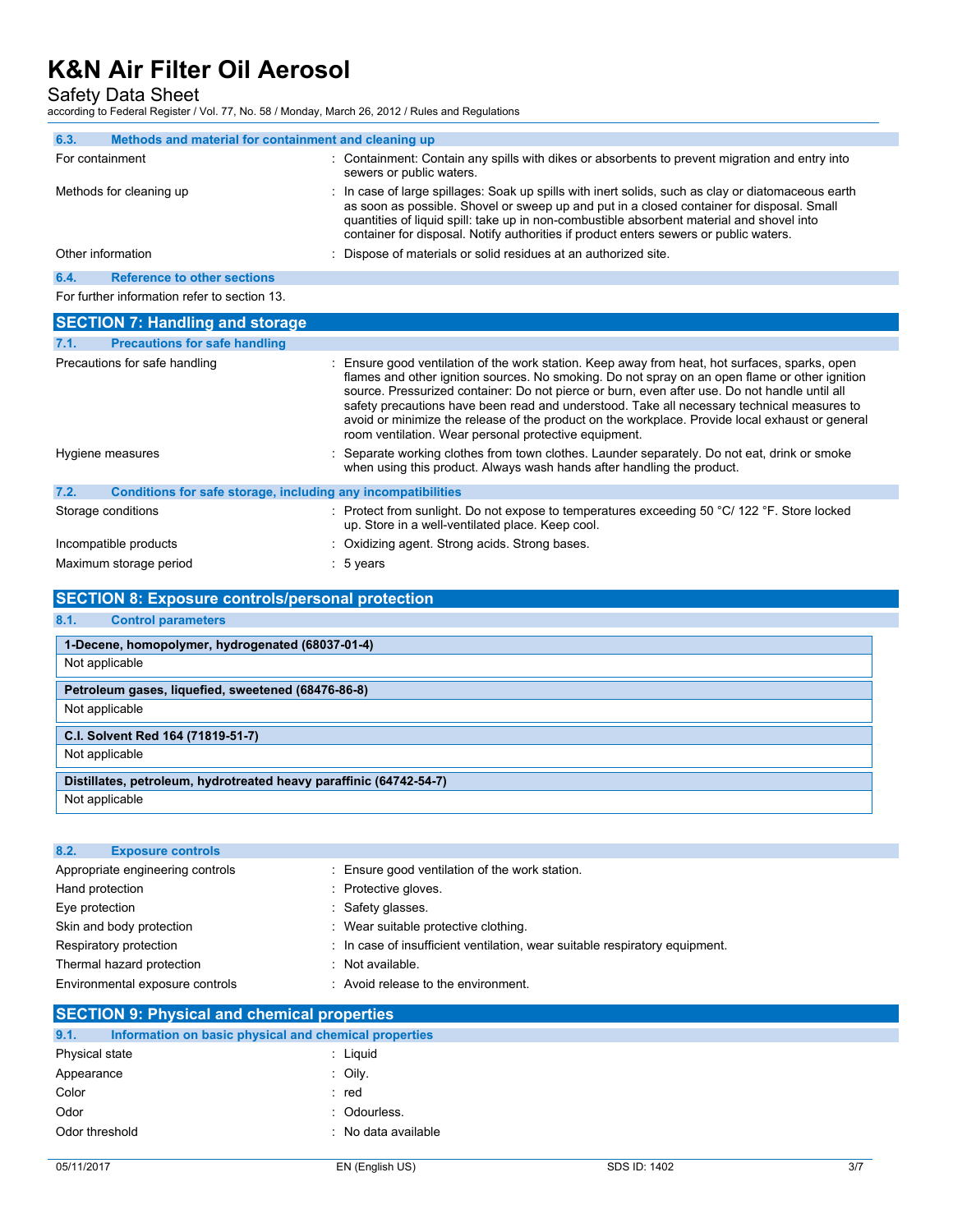### 6.3. Methods and material for containment and cleaning up

| | |
|---|---|
| For containment | : Containment: Contain any spills with dikes or absorbents to prevent migration and entry into sewers or public waters. |
| Methods for cleaning up | : In case of large spillages: Soak up spills with inert solids, such as clay or diatomaceous earth as soon as possible. Shovel or sweep up and put in a closed container for disposal. Small quantities of liquid spill: take up in non-combustible absorbent material and shovel into container for disposal. Notify authorities if product enters sewers or public waters. |
| Other information | : Dispose of materials or solid residues at an authorized site. |

### 6.4. Reference to other sections

For further information refer to section 13.

## SECTION 7: Handling and storage

### 7.1. Precautions for safe handling

| | |
|---|---|
| Precautions for safe handling | : Ensure good ventilation of the work station. Keep away from heat, hot surfaces, sparks, open flames and other ignition sources. No smoking. Do not spray on an open flame or other ignition source. Pressurized container: Do not pierce or burn, even after use. Do not handle until all safety precautions have been read and understood. Take all necessary technical measures to avoid or minimize the release of the product on the workplace. Provide local exhaust or general room ventilation. Wear personal protective equipment. |
| Hygiene measures | : Separate working clothes from town clothes. Launder separately. Do not eat, drink or smoke when using this product. Always wash hands after handling the product. |

### 7.2. Conditions for safe storage, including any incompatibilities

| | |
|---|---|
| Storage conditions | : Protect from sunlight. Do not expose to temperatures exceeding 50 °C/ 122 °F. Store locked up. Store in a well-ventilated place. Keep cool. |
| Incompatible products | : Oxidizing agent. Strong acids. Strong bases. |
| Maximum storage period | : 5 years |

## SECTION 8: Exposure controls/personal protection

### 8.1. Control parameters

| 1-Decene, homopolymer, hydrogenated (68037-01-4) |
|---|
| Not applicable |

| Petroleum gases, liquefied, sweetened (68476-86-8) |
|---|
| Not applicable |

| C.I. Solvent Red 164 (71819-51-7) |
|---|
| Not applicable |

| Distillates, petroleum, hydrotreated heavy paraffinic (64742-54-7) |
|---|
| Not applicable |

### 8.2. Exposure controls

| | |
|---|---|
| Appropriate engineering controls | : Ensure good ventilation of the work station. |
| Hand protection | : Protective gloves. |
| Eye protection | : Safety glasses. |
| Skin and body protection | : Wear suitable protective clothing. |
| Respiratory protection | : In case of insufficient ventilation, wear suitable respiratory equipment. |
| Thermal hazard protection | : Not available. |
| Environmental exposure controls | : Avoid release to the environment. |

## SECTION 9: Physical and chemical properties

### 9.1. Information on basic physical and chemical properties

| | |
|---|---|
| Physical state | : Liquid |
| Appearance | : Oily. |
| Color | : red |
| Odor | : Odourless. |
| Odor threshold | : No data available |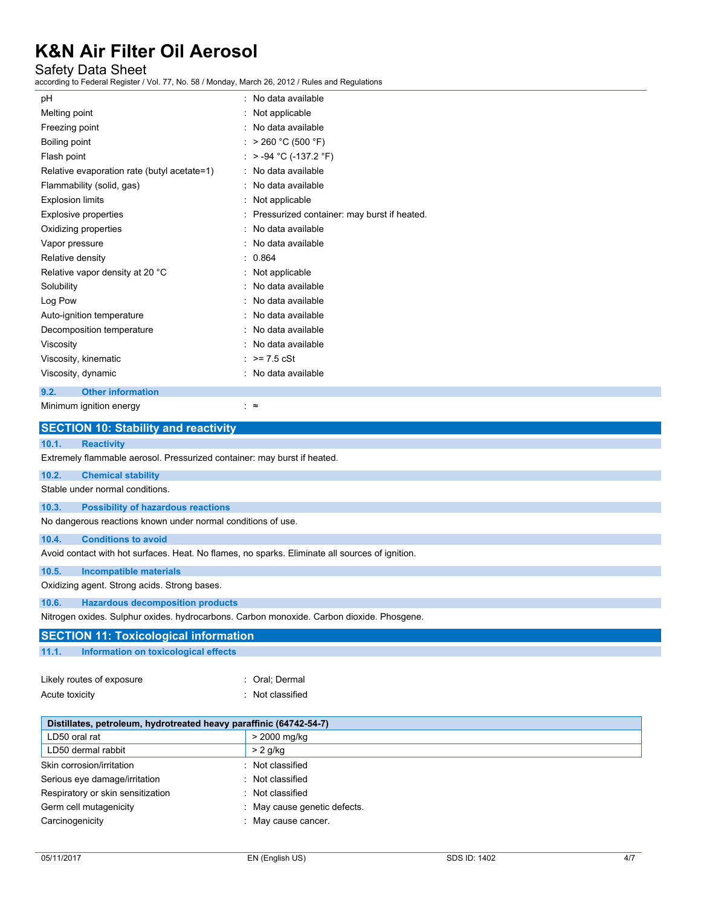| | |
|---|---|
| pH | : No data available |
| Melting point | : Not applicable |
| Freezing point | : No data available |
| Boiling point | : > 260 °C (500 °F) |
| Flash point | : > -94 °C (-137.2 °F) |
| Relative evaporation rate (butyl acetate=1) | : No data available |
| Flammability (solid, gas) | : No data available |
| Explosion limits | : Not applicable |
| Explosive properties | : Pressurized container: may burst if heated. |
| Oxidizing properties | : No data available |
| Vapor pressure | : No data available |
| Relative density | : 0.864 |
| Relative vapor density at 20 °C | : Not applicable |
| Solubility | : No data available |
| Log Pow | : No data available |
| Auto-ignition temperature | : No data available |
| Decomposition temperature | : No data available |
| Viscosity | : No data available |
| Viscosity, kinematic | : >= 7.5 cSt |
| Viscosity, dynamic | : No data available |

### 9.2. Other information

Minimum ignition energy : ≈

## SECTION 10: Stability and reactivity

### 10.1. Reactivity

Extremely flammable aerosol. Pressurized container: may burst if heated.

### 10.2. Chemical stability

Stable under normal conditions.

### 10.3. Possibility of hazardous reactions

No dangerous reactions known under normal conditions of use.

### 10.4. Conditions to avoid

Avoid contact with hot surfaces. Heat. No flames, no sparks. Eliminate all sources of ignition.

### 10.5. Incompatible materials

Oxidizing agent. Strong acids. Strong bases.

### 10.6. Hazardous decomposition products

Nitrogen oxides. Sulphur oxides. hydrocarbons. Carbon monoxide. Carbon dioxide. Phosgene.

## SECTION 11: Toxicological information

### 11.1. Information on toxicological effects

Likely routes of exposure : Oral; Dermal

Acute toxicity : Not classified

| Distillates, petroleum, hydrotreated heavy paraffinic (64742-54-7) | |
|---|---|
| LD50 oral rat | > 2000 mg/kg |
| LD50 dermal rabbit | > 2 g/kg |

| | |
|---|---|
| Skin corrosion/irritation | : Not classified |
| Serious eye damage/irritation | : Not classified |
| Respiratory or skin sensitization | : Not classified |
| Germ cell mutagenicity | : May cause genetic defects. |
| Carcinogenicity | : May cause cancer. |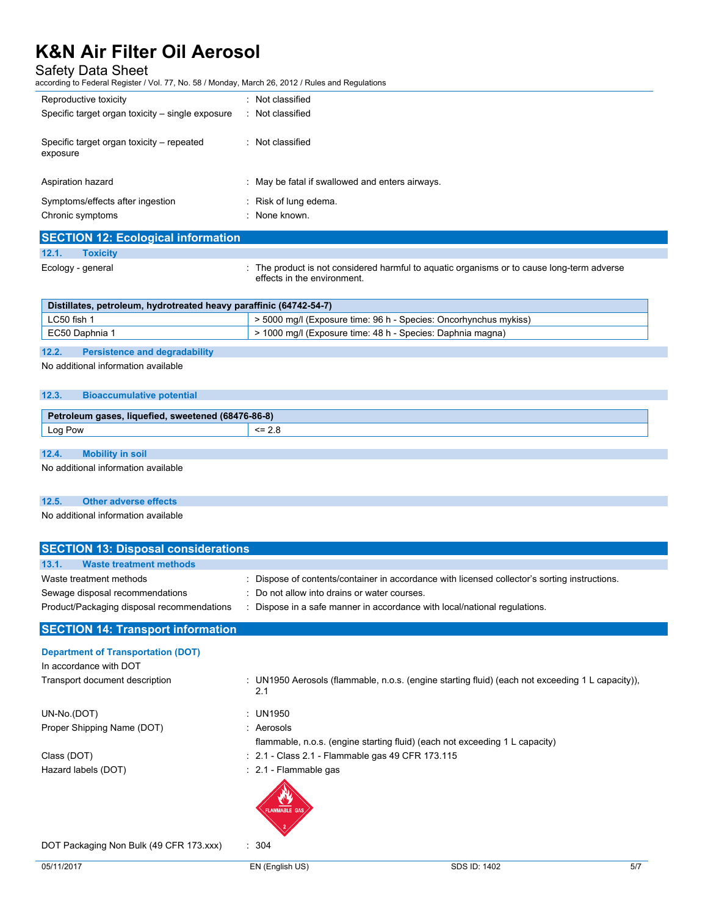| | |
|---|---|
| Reproductive toxicity | : Not classified |
| Specific target organ toxicity – single exposure | : Not classified |
| Specific target organ toxicity – repeated exposure | : Not classified |
| Aspiration hazard | : May be fatal if swallowed and enters airways. |
| Symptoms/effects after ingestion | : Risk of lung edema. |
| Chronic symptoms | : None known. |

## SECTION 12: Ecological information

### 12.1. Toxicity

Ecology - general : The product is not considered harmful to aquatic organisms or to cause long-term adverse effects in the environment.

| Distillates, petroleum, hydrotreated heavy paraffinic (64742-54-7) | |
|---|---|
| LC50 fish 1 | > 5000 mg/l (Exposure time: 96 h - Species: Oncorhynchus mykiss) |
| EC50 Daphnia 1 | > 1000 mg/l (Exposure time: 48 h - Species: Daphnia magna) |

### 12.2. Persistence and degradability

No additional information available

### 12.3. Bioaccumulative potential

| Petroleum gases, liquefied, sweetened (68476-86-8) | |
|---|---|
| Log Pow | <= 2.8 |

### 12.4. Mobility in soil

No additional information available

### 12.5. Other adverse effects

No additional information available

## SECTION 13: Disposal considerations

### 13.1. Waste treatment methods

| | |
|---|---|
| Waste treatment methods | : Dispose of contents/container in accordance with licensed collector's sorting instructions. |
| Sewage disposal recommendations | : Do not allow into drains or water courses. |
| Product/Packaging disposal recommendations | : Dispose in a safe manner in accordance with local/national regulations. |

## SECTION 14: Transport information

**Department of Transportation (DOT)**

In accordance with DOT

| | |
|---|---|
| Transport document description | : UN1950 Aerosols (flammable, n.o.s. (engine starting fluid) (each not exceeding 1 L capacity)), 2.1 |
| UN-No.(DOT) | : UN1950 |
| Proper Shipping Name (DOT) | : Aerosols<br>flammable, n.o.s. (engine starting fluid) (each not exceeding 1 L capacity) |
| Class (DOT) | : 2.1 - Class 2.1 - Flammable gas 49 CFR 173.115 |
| Hazard labels (DOT) | : 2.1 - Flammable gas |
| DOT Packaging Non Bulk (49 CFR 173.xxx) | : 304 |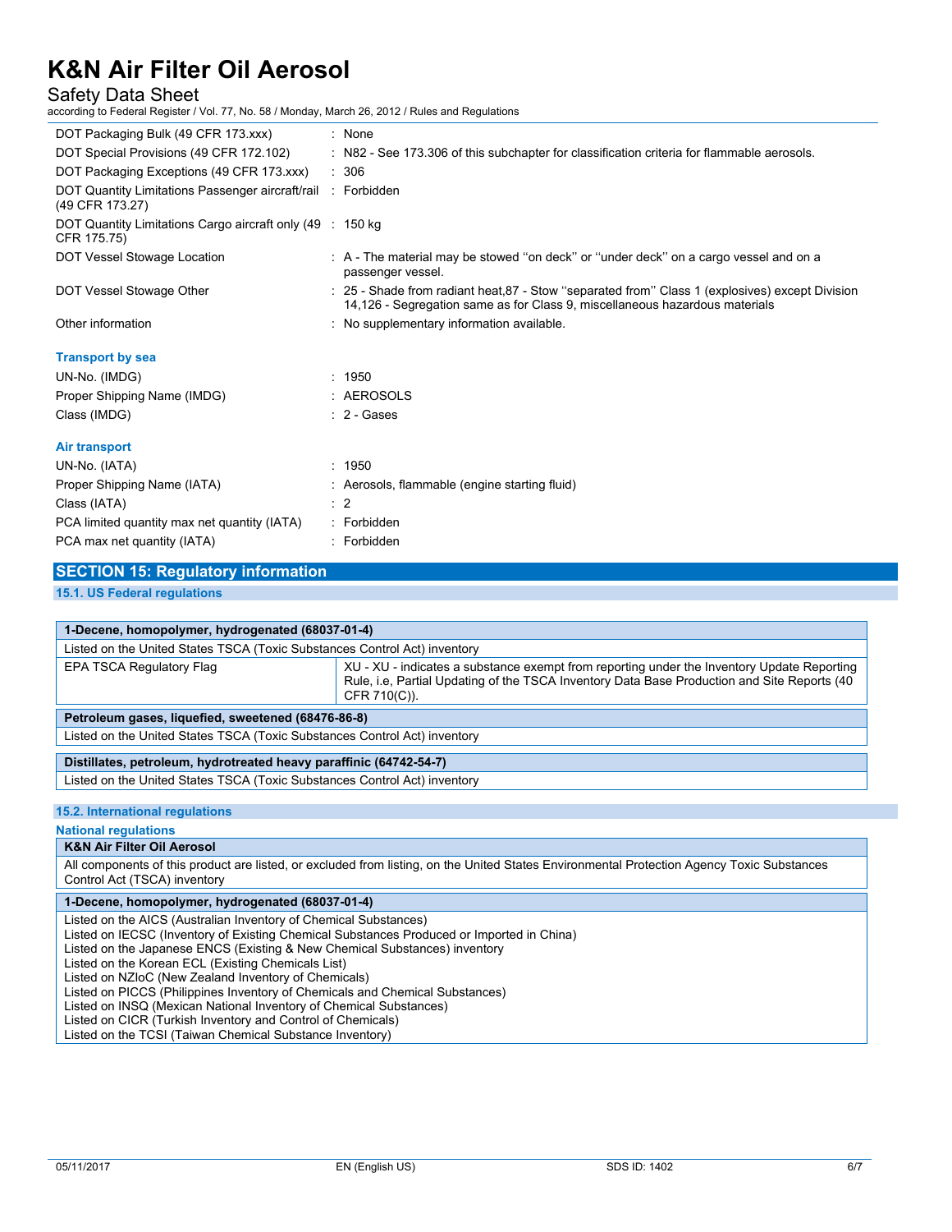| | |
|---|---|
| DOT Packaging Bulk (49 CFR 173.xxx) | : None |
| DOT Special Provisions (49 CFR 172.102) | : N82 - See 173.306 of this subchapter for classification criteria for flammable aerosols. |
| DOT Packaging Exceptions (49 CFR 173.xxx) | : 306 |
| DOT Quantity Limitations Passenger aircraft/rail (49 CFR 173.27) | : Forbidden |
| DOT Quantity Limitations Cargo aircraft only (49 CFR 175.75) | : 150 kg |
| DOT Vessel Stowage Location | : A - The material may be stowed ''on deck'' or ''under deck'' on a cargo vessel and on a passenger vessel. |
| DOT Vessel Stowage Other | : 25 - Shade from radiant heat,87 - Stow ''separated from'' Class 1 (explosives) except Division 14,126 - Segregation same as for Class 9, miscellaneous hazardous materials |
| Other information | : No supplementary information available. |

**Transport by sea**

| | |
|---|---|
| UN-No. (IMDG) | : 1950 |
| Proper Shipping Name (IMDG) | : AEROSOLS |
| Class (IMDG) | : 2 - Gases |

**Air transport**

| | |
|---|---|
| UN-No. (IATA) | : 1950 |
| Proper Shipping Name (IATA) | : Aerosols, flammable (engine starting fluid) |
| Class (IATA) | : 2 |
| PCA limited quantity max net quantity (IATA) | : Forbidden |
| PCA max net quantity (IATA) | : Forbidden |

## SECTION 15: Regulatory information

### 15.1. US Federal regulations

| **1-Decene, homopolymer, hydrogenated (68037-01-4)** | |
|---|---|
| Listed on the United States TSCA (Toxic Substances Control Act) inventory | |
| EPA TSCA Regulatory Flag | XU - XU - indicates a substance exempt from reporting under the Inventory Update Reporting Rule, i.e, Partial Updating of the TSCA Inventory Data Base Production and Site Reports (40 CFR 710(C)). |

| **Petroleum gases, liquefied, sweetened (68476-86-8)** |
|---|
| Listed on the United States TSCA (Toxic Substances Control Act) inventory |

| **Distillates, petroleum, hydrotreated heavy paraffinic (64742-54-7)** |
|---|
| Listed on the United States TSCA (Toxic Substances Control Act) inventory |

### 15.2. International regulations

**National regulations**

| **K&N Air Filter Oil Aerosol** |
|---|
| All components of this product are listed, or excluded from listing, on the United States Environmental Protection Agency Toxic Substances Control Act (TSCA) inventory |

| **1-Decene, homopolymer, hydrogenated (68037-01-4)** |
|---|
| Listed on the AICS (Australian Inventory of Chemical Substances)<br>Listed on IECSC (Inventory of Existing Chemical Substances Produced or Imported in China)<br>Listed on the Japanese ENCS (Existing & New Chemical Substances) inventory<br>Listed on the Korean ECL (Existing Chemicals List)<br>Listed on NZIoC (New Zealand Inventory of Chemicals)<br>Listed on PICCS (Philippines Inventory of Chemicals and Chemical Substances)<br>Listed on INSQ (Mexican National Inventory of Chemical Substances)<br>Listed on CICR (Turkish Inventory and Control of Chemicals)<br>Listed on the TCSI (Taiwan Chemical Substance Inventory) |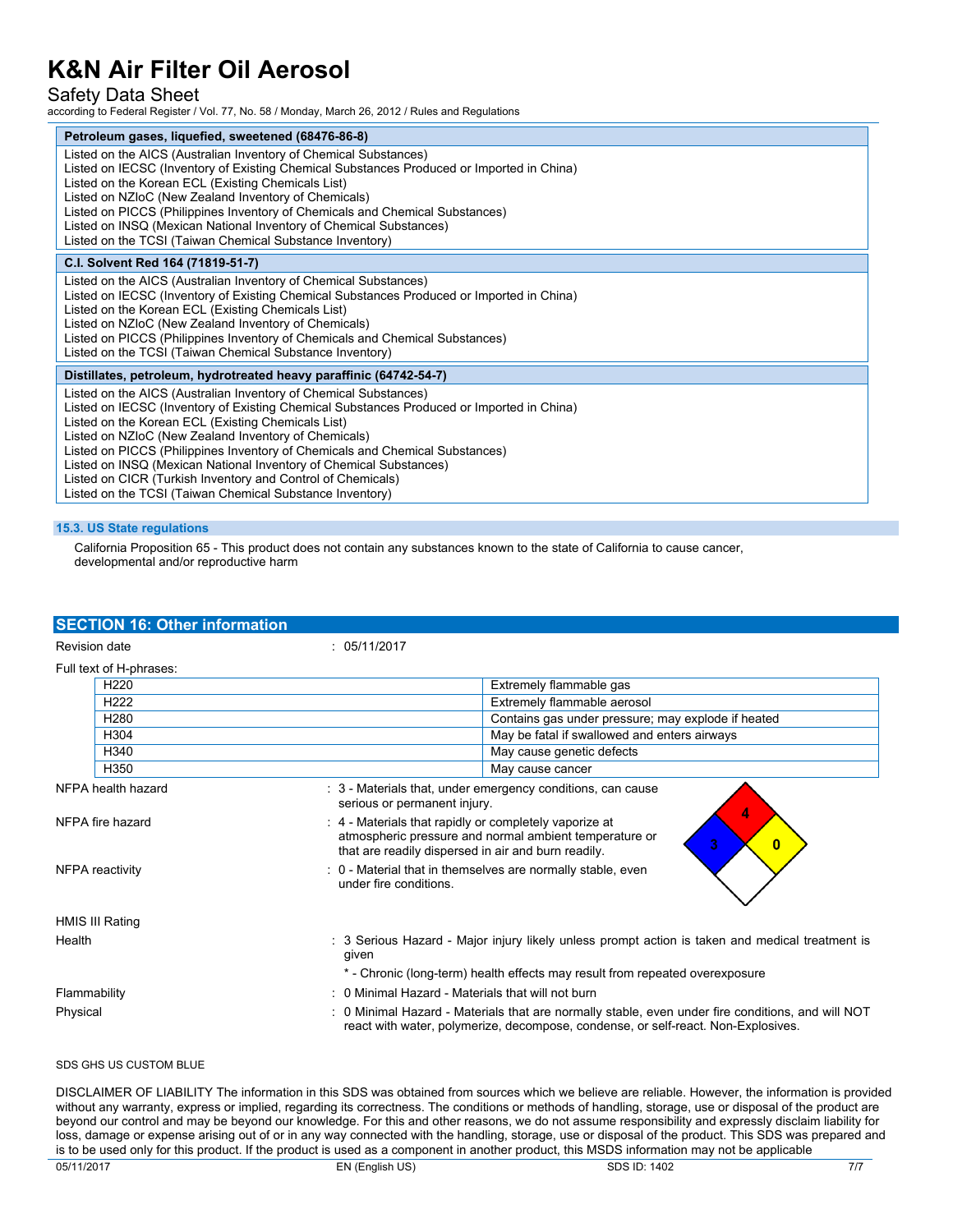| Petroleum gases, liquefied, sweetened (68476-86-8) |
| --- |
| Listed on the AICS (Australian Inventory of Chemical Substances)<br>Listed on IECSC (Inventory of Existing Chemical Substances Produced or Imported in China)<br>Listed on the Korean ECL (Existing Chemicals List)<br>Listed on NZIoC (New Zealand Inventory of Chemicals)<br>Listed on PICCS (Philippines Inventory of Chemicals and Chemical Substances)<br>Listed on INSQ (Mexican National Inventory of Chemical Substances)<br>Listed on the TCSI (Taiwan Chemical Substance Inventory) |

| C.I. Solvent Red 164 (71819-51-7) |
| --- |
| Listed on the AICS (Australian Inventory of Chemical Substances)<br>Listed on IECSC (Inventory of Existing Chemical Substances Produced or Imported in China)<br>Listed on the Korean ECL (Existing Chemicals List)<br>Listed on NZIoC (New Zealand Inventory of Chemicals)<br>Listed on PICCS (Philippines Inventory of Chemicals and Chemical Substances)<br>Listed on the TCSI (Taiwan Chemical Substance Inventory) |

| Distillates, petroleum, hydrotreated heavy paraffinic (64742-54-7) |
| --- |
| Listed on the AICS (Australian Inventory of Chemical Substances)<br>Listed on IECSC (Inventory of Existing Chemical Substances Produced or Imported in China)<br>Listed on the Korean ECL (Existing Chemicals List)<br>Listed on NZIoC (New Zealand Inventory of Chemicals)<br>Listed on PICCS (Philippines Inventory of Chemicals and Chemical Substances)<br>Listed on INSQ (Mexican National Inventory of Chemical Substances)<br>Listed on CICR (Turkish Inventory and Control of Chemicals)<br>Listed on the TCSI (Taiwan Chemical Substance Inventory) |

### 15.3. US State regulations

California Proposition 65 - This product does not contain any substances known to the state of California to cause cancer, developmental and/or reproductive harm

## SECTION 16: Other information

Revision date : 05/11/2017

Full text of H-phrases:

| | |
| --- | --- |
| H220 | Extremely flammable gas |
| H222 | Extremely flammable aerosol |
| H280 | Contains gas under pressure; may explode if heated |
| H304 | May be fatal if swallowed and enters airways |
| H340 | May cause genetic defects |
| H350 | May cause cancer |

NFPA health hazard : 3 - Materials that, under emergency conditions, can cause serious or permanent injury.

NFPA fire hazard : 4 - Materials that rapidly or completely vaporize at atmospheric pressure and normal ambient temperature or that are readily dispersed in air and burn readily.

NFPA reactivity : 0 - Material that in themselves are normally stable, even under fire conditions.

4
3
0

HMIS III Rating

Health : 3 Serious Hazard - Major injury likely unless prompt action is taken and medical treatment is given

\* - Chronic (long-term) health effects may result from repeated overexposure

Flammability : 0 Minimal Hazard - Materials that will not burn

Physical : 0 Minimal Hazard - Materials that are normally stable, even under fire conditions, and will NOT react with water, polymerize, decompose, condense, or self-react. Non-Explosives.

SDS GHS US CUSTOM BLUE

DISCLAIMER OF LIABILITY The information in this SDS was obtained from sources which we believe are reliable. However, the information is provided without any warranty, express or implied, regarding its correctness. The conditions or methods of handling, storage, use or disposal of the product are beyond our control and may be beyond our knowledge. For this and other reasons, we do not assume responsibility and expressly disclaim liability for loss, damage or expense arising out of or in any way connected with the handling, storage, use or disposal of the product. This SDS was prepared and is to be used only for this product. If the product is used as a component in another product, this MSDS information may not be applicable